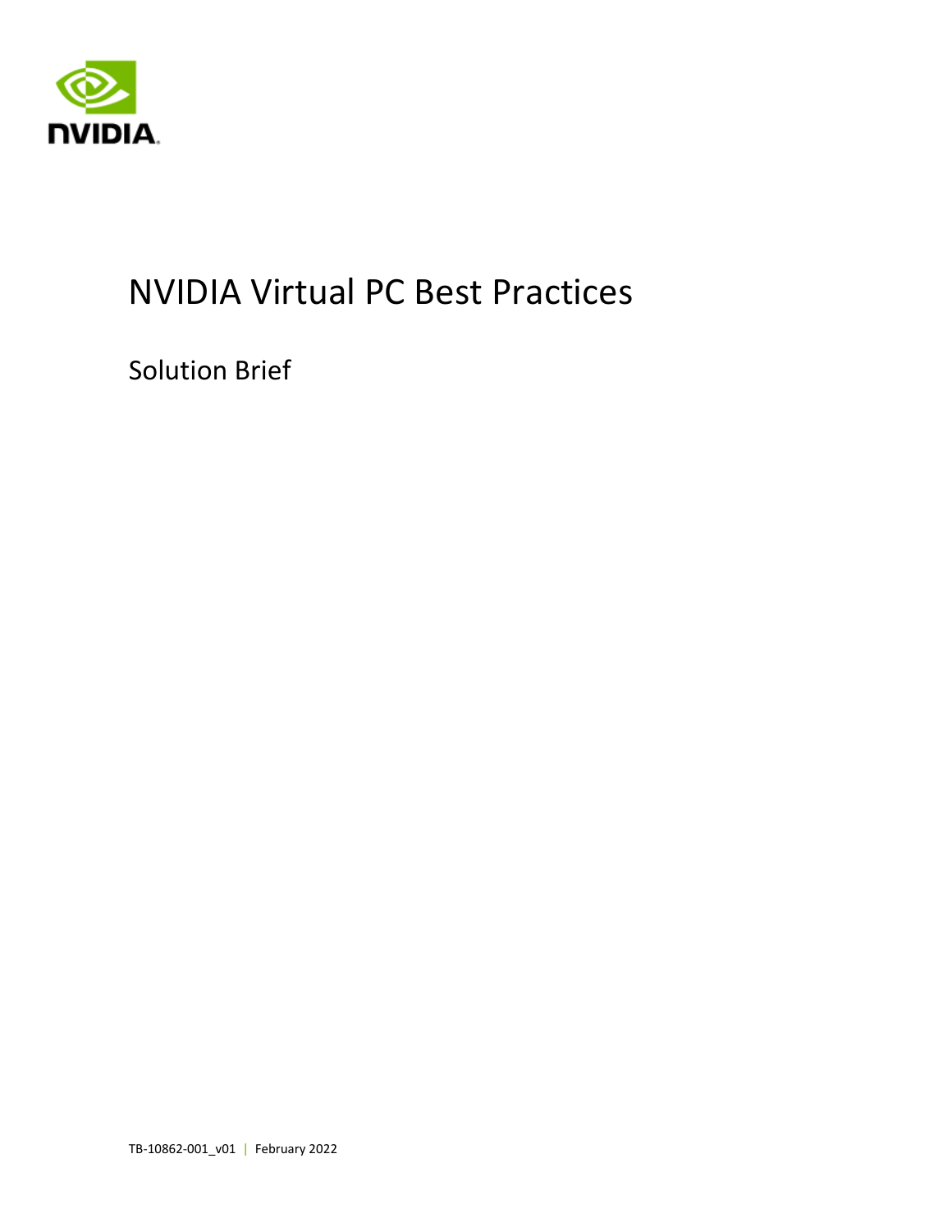# NVIDIA Virtual PC Best Practices

## Solution Brief

TB-10862-001_v01 | February 2022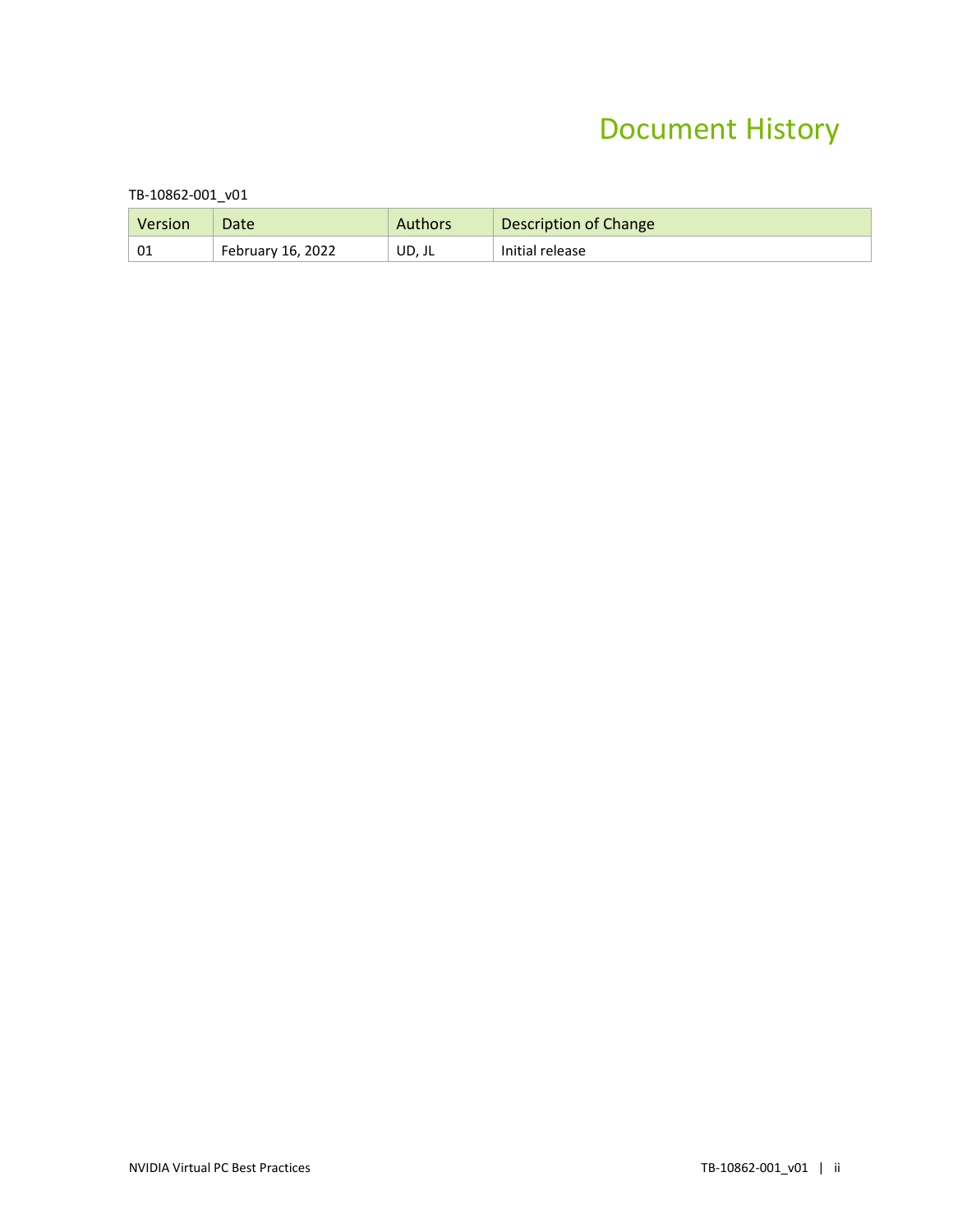# Document History

TB-10862-001_v01

| Version | Date | Authors | Description of Change |
|---|---|---|---|
| 01 | February 16, 2022 | UD, JL | Initial release |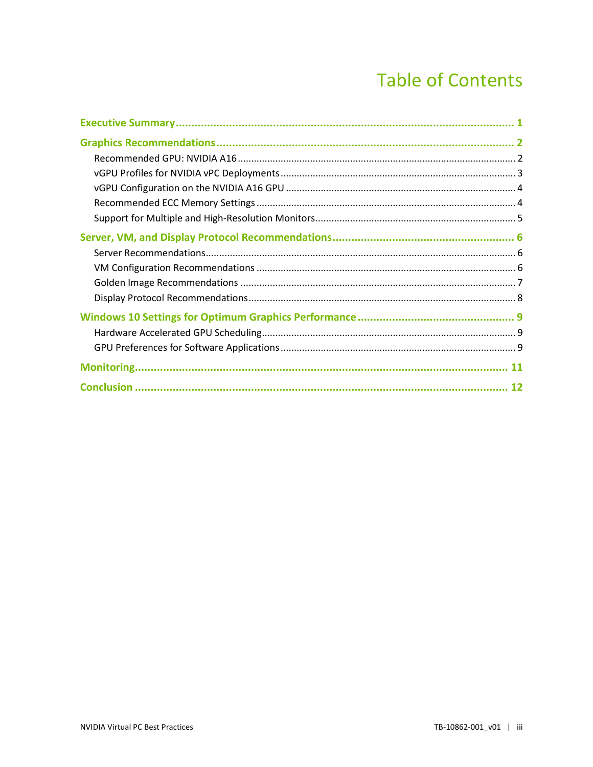# Table of Contents

**Executive Summary** ........ 1

**Graphics Recommendations** ........ 2

- Recommended GPU: NVIDIA A16 ........ 2
- vGPU Profiles for NVIDIA vPC Deployments ........ 3
- vGPU Configuration on the NVIDIA A16 GPU ........ 4
- Recommended ECC Memory Settings ........ 4
- Support for Multiple and High-Resolution Monitors ........ 5

**Server, VM, and Display Protocol Recommendations** ........ 6

- Server Recommendations ........ 6
- VM Configuration Recommendations ........ 6
- Golden Image Recommendations ........ 7
- Display Protocol Recommendations ........ 8

**Windows 10 Settings for Optimum Graphics Performance** ........ 9

- Hardware Accelerated GPU Scheduling ........ 9
- GPU Preferences for Software Applications ........ 9

**Monitoring** ........ 11

**Conclusion** ........ 12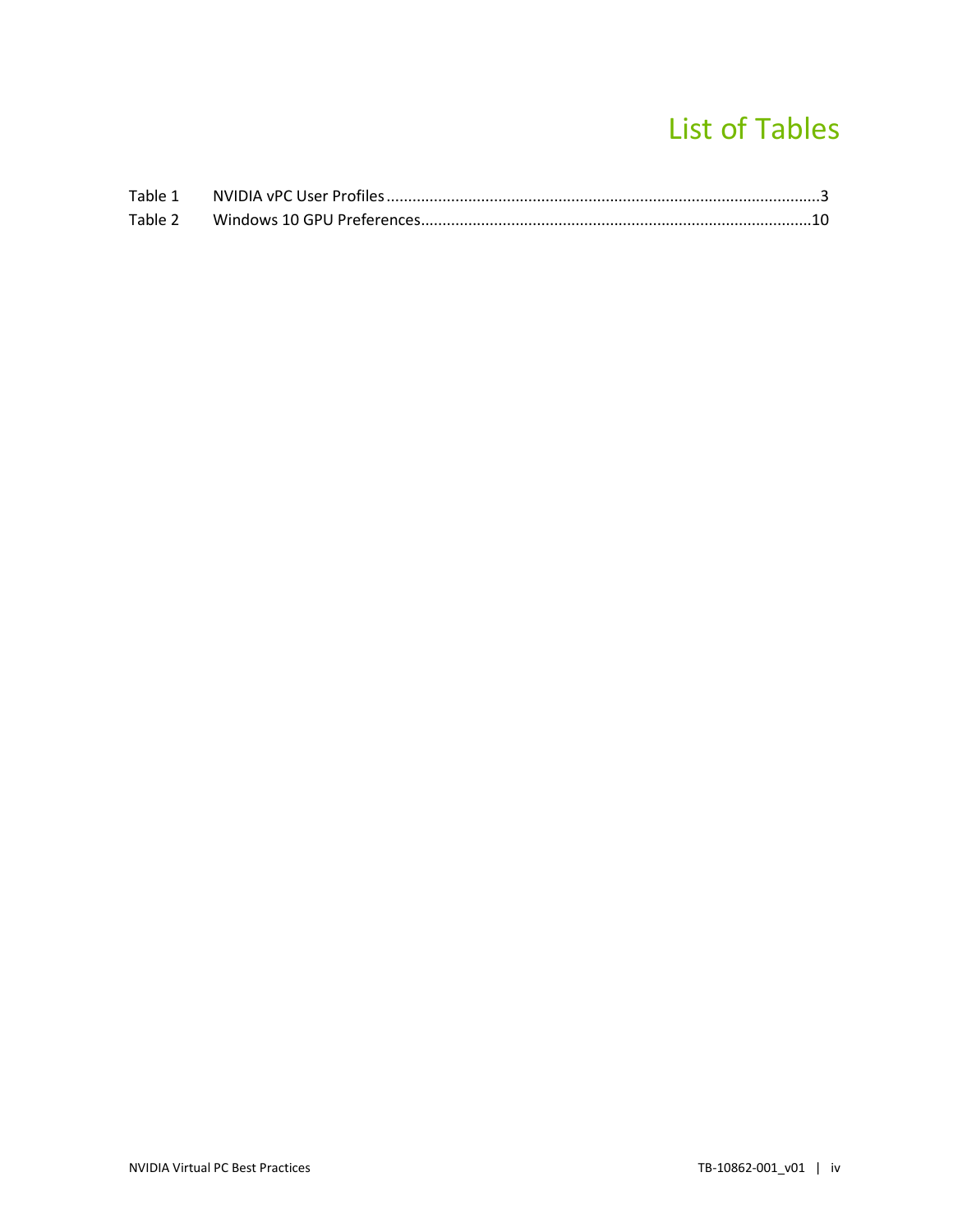# List of Tables

Table 1 NVIDIA vPC User Profiles ........................................................................................3

Table 2 Windows 10 GPU Preferences...............................................................................10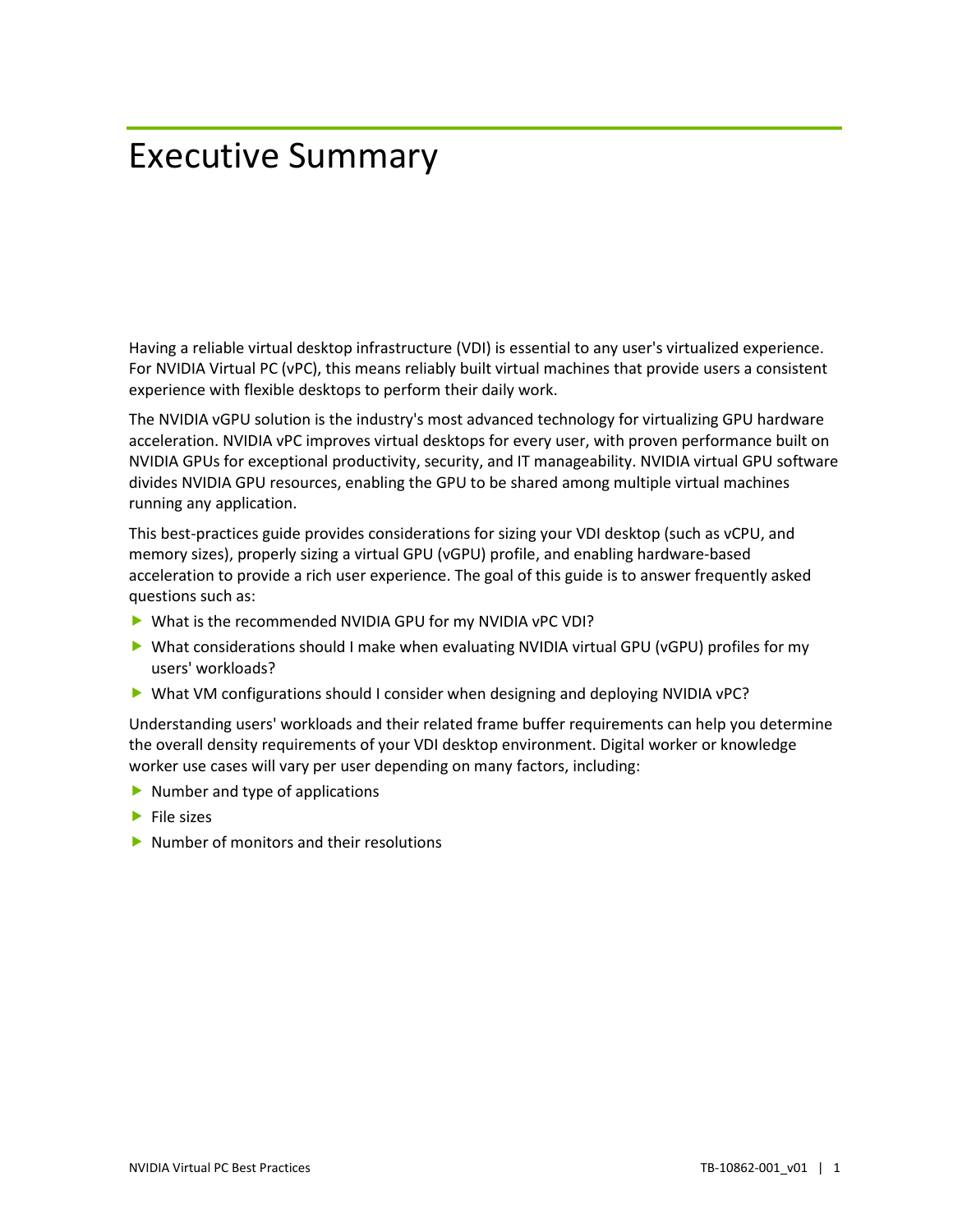# Executive Summary

Having a reliable virtual desktop infrastructure (VDI) is essential to any user's virtualized experience. For NVIDIA Virtual PC (vPC), this means reliably built virtual machines that provide users a consistent experience with flexible desktops to perform their daily work.

The NVIDIA vGPU solution is the industry's most advanced technology for virtualizing GPU hardware acceleration. NVIDIA vPC improves virtual desktops for every user, with proven performance built on NVIDIA GPUs for exceptional productivity, security, and IT manageability. NVIDIA virtual GPU software divides NVIDIA GPU resources, enabling the GPU to be shared among multiple virtual machines running any application.

This best-practices guide provides considerations for sizing your VDI desktop (such as vCPU, and memory sizes), properly sizing a virtual GPU (vGPU) profile, and enabling hardware-based acceleration to provide a rich user experience. The goal of this guide is to answer frequently asked questions such as:

- What is the recommended NVIDIA GPU for my NVIDIA vPC VDI?
- What considerations should I make when evaluating NVIDIA virtual GPU (vGPU) profiles for my users' workloads?
- What VM configurations should I consider when designing and deploying NVIDIA vPC?

Understanding users' workloads and their related frame buffer requirements can help you determine the overall density requirements of your VDI desktop environment. Digital worker or knowledge worker use cases will vary per user depending on many factors, including:

- Number and type of applications
- File sizes
- Number of monitors and their resolutions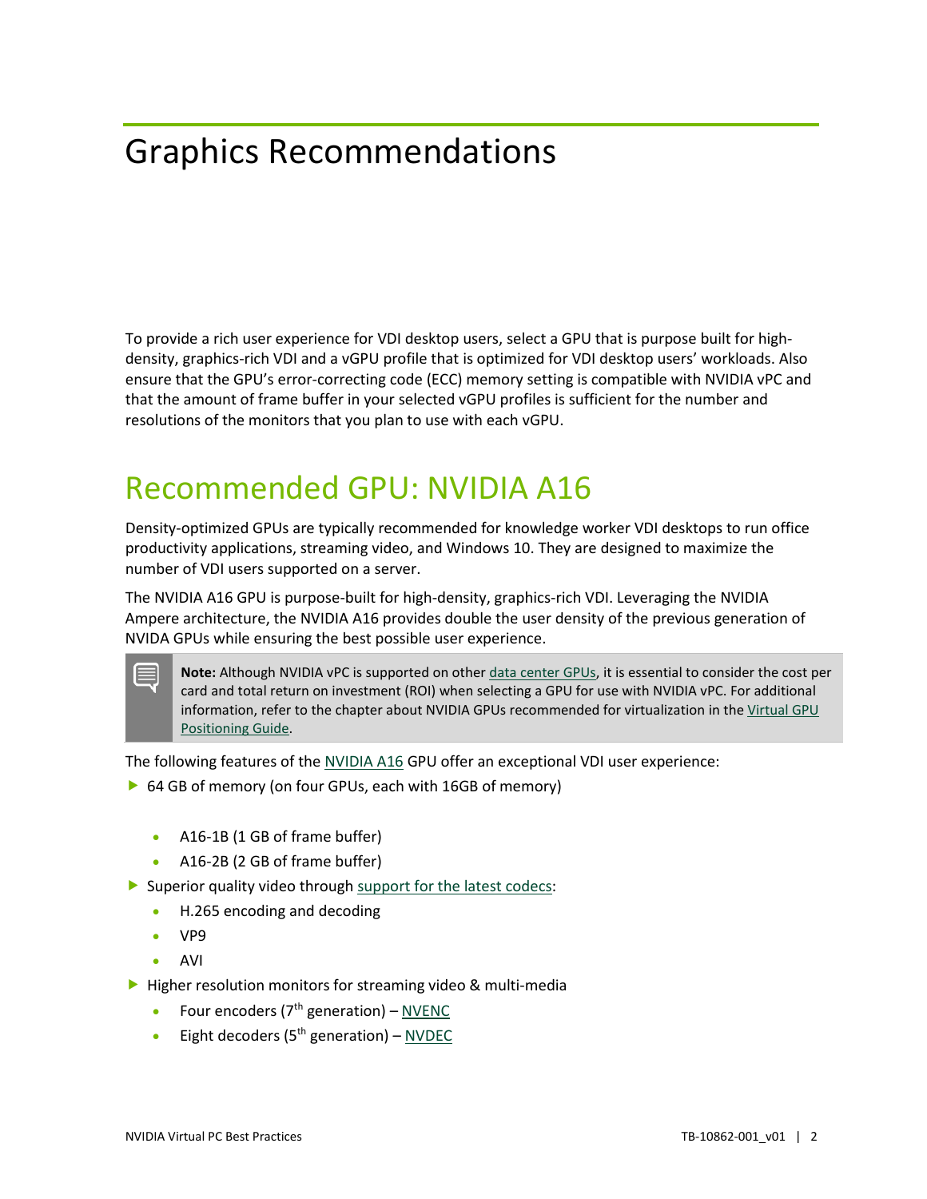# Graphics Recommendations

To provide a rich user experience for VDI desktop users, select a GPU that is purpose built for high-density, graphics-rich VDI and a vGPU profile that is optimized for VDI desktop users' workloads. Also ensure that the GPU's error-correcting code (ECC) memory setting is compatible with NVIDIA vPC and that the amount of frame buffer in your selected vGPU profiles is sufficient for the number and resolutions of the monitors that you plan to use with each vGPU.

## Recommended GPU: NVIDIA A16

Density-optimized GPUs are typically recommended for knowledge worker VDI desktops to run office productivity applications, streaming video, and Windows 10. They are designed to maximize the number of VDI users supported on a server.

The NVIDIA A16 GPU is purpose-built for high-density, graphics-rich VDI. Leveraging the NVIDIA Ampere architecture, the NVIDIA A16 provides double the user density of the previous generation of NVIDA GPUs while ensuring the best possible user experience.

> **Note:** Although NVIDIA vPC is supported on other data center GPUs, it is essential to consider the cost per card and total return on investment (ROI) when selecting a GPU for use with NVIDIA vPC. For additional information, refer to the chapter about NVIDIA GPUs recommended for virtualization in the Virtual GPU Positioning Guide.

The following features of the NVIDIA A16 GPU offer an exceptional VDI user experience:

- 64 GB of memory (on four GPUs, each with 16GB of memory)
  - A16-1B (1 GB of frame buffer)
  - A16-2B (2 GB of frame buffer)
- Superior quality video through support for the latest codecs:
  - H.265 encoding and decoding
  - VP9
  - AVI
- Higher resolution monitors for streaming video & multi-media
  - Four encoders (7th generation) – NVENC
  - Eight decoders (5th generation) – NVDEC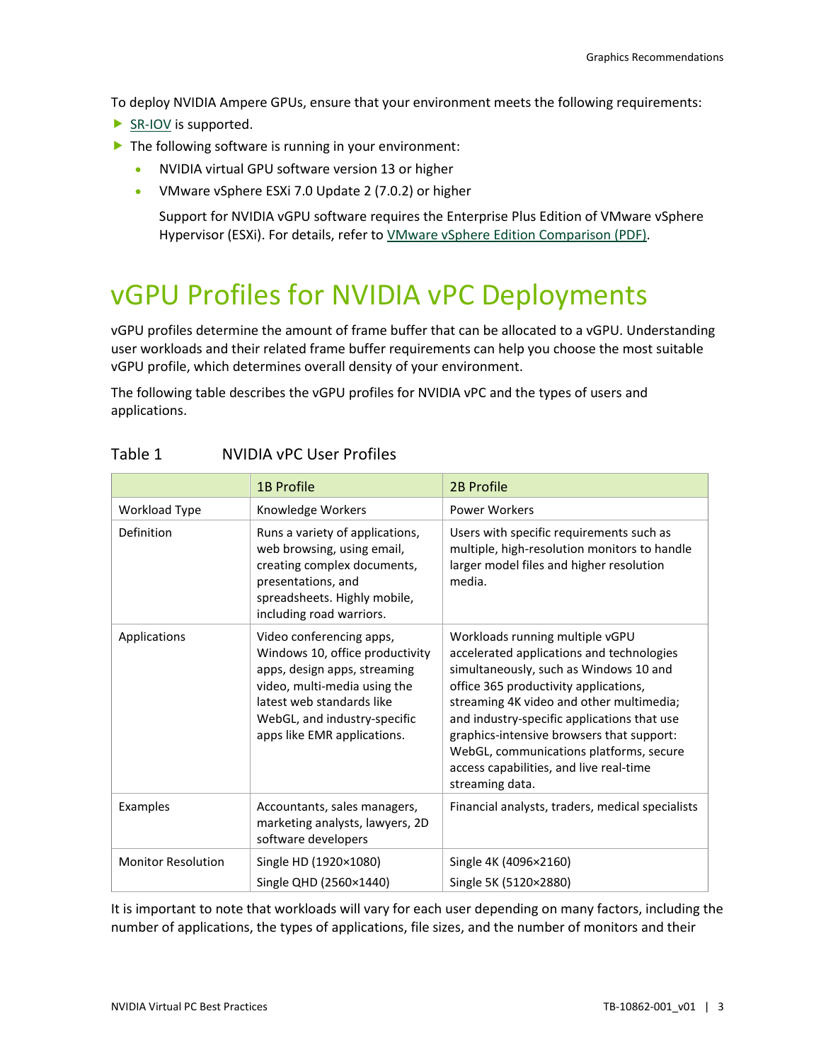To deploy NVIDIA Ampere GPUs, ensure that your environment meets the following requirements:

- SR-IOV is supported.
- The following software is running in your environment:
  - NVIDIA virtual GPU software version 13 or higher
  - VMware vSphere ESXi 7.0 Update 2 (7.0.2) or higher

    Support for NVIDIA vGPU software requires the Enterprise Plus Edition of VMware vSphere Hypervisor (ESXi). For details, refer to VMware vSphere Edition Comparison (PDF).

# vGPU Profiles for NVIDIA vPC Deployments

vGPU profiles determine the amount of frame buffer that can be allocated to a vGPU. Understanding user workloads and their related frame buffer requirements can help you choose the most suitable vGPU profile, which determines overall density of your environment.

The following table describes the vGPU profiles for NVIDIA vPC and the types of users and applications.

Table 1 NVIDIA vPC User Profiles

| | 1B Profile | 2B Profile |
|---|---|---|
| Workload Type | Knowledge Workers | Power Workers |
| Definition | Runs a variety of applications, web browsing, using email, creating complex documents, presentations, and spreadsheets. Highly mobile, including road warriors. | Users with specific requirements such as multiple, high-resolution monitors to handle larger model files and higher resolution media. |
| Applications | Video conferencing apps, Windows 10, office productivity apps, design apps, streaming video, multi-media using the latest web standards like WebGL, and industry-specific apps like EMR applications. | Workloads running multiple vGPU accelerated applications and technologies simultaneously, such as Windows 10 and office 365 productivity applications, streaming 4K video and other multimedia; and industry-specific applications that use graphics-intensive browsers that support: WebGL, communications platforms, secure access capabilities, and live real-time streaming data. |
| Examples | Accountants, sales managers, marketing analysts, lawyers, 2D software developers | Financial analysts, traders, medical specialists |
| Monitor Resolution | Single HD (1920×1080)<br>Single QHD (2560×1440) | Single 4K (4096×2160)<br>Single 5K (5120×2880) |

It is important to note that workloads will vary for each user depending on many factors, including the number of applications, the types of applications, file sizes, and the number of monitors and their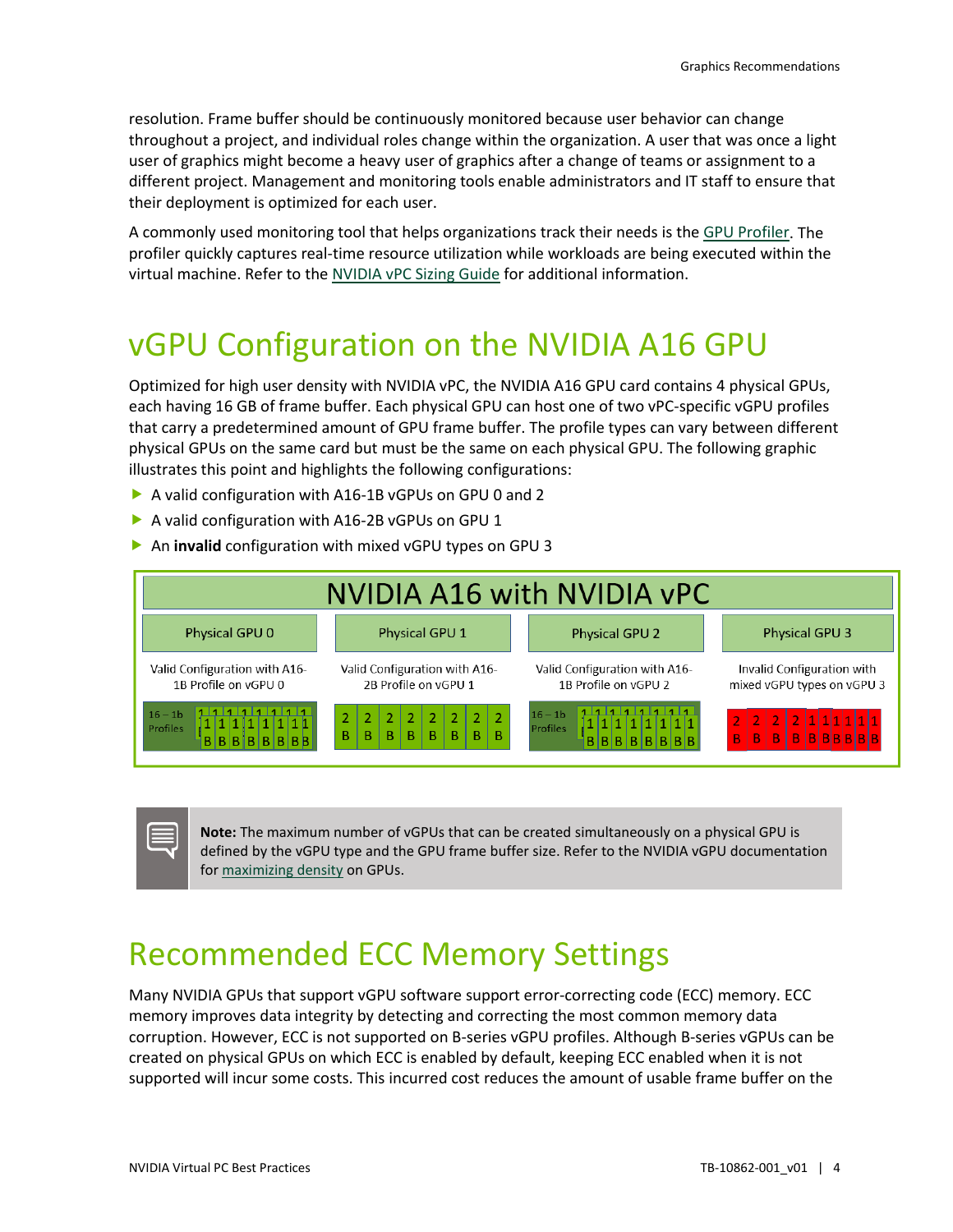resolution. Frame buffer should be continuously monitored because user behavior can change throughout a project, and individual roles change within the organization. A user that was once a light user of graphics might become a heavy user of graphics after a change of teams or assignment to a different project. Management and monitoring tools enable administrators and IT staff to ensure that their deployment is optimized for each user.

A commonly used monitoring tool that helps organizations track their needs is the GPU Profiler. The profiler quickly captures real-time resource utilization while workloads are being executed within the virtual machine. Refer to the NVIDIA vPC Sizing Guide for additional information.

# vGPU Configuration on the NVIDIA A16 GPU

Optimized for high user density with NVIDIA vPC, the NVIDIA A16 GPU card contains 4 physical GPUs, each having 16 GB of frame buffer. Each physical GPU can host one of two vPC-specific vGPU profiles that carry a predetermined amount of GPU frame buffer. The profile types can vary between different physical GPUs on the same card but must be the same on each physical GPU. The following graphic illustrates this point and highlights the following configurations:

- A valid configuration with A16-1B vGPUs on GPU 0 and 2
- A valid configuration with A16-2B vGPUs on GPU 1
- An **invalid** configuration with mixed vGPU types on GPU 3

| NVIDIA A16 with NVIDIA vPC | | | |
|---|---|---|---|
| Physical GPU 0 | Physical GPU 1 | Physical GPU 2 | Physical GPU 3 |
| Valid Configuration with A16-1B Profile on vGPU 0 | Valid Configuration with A16-2B Profile on vGPU 1 | Valid Configuration with A16-1B Profile on vGPU 2 | Invalid Configuration with mixed vGPU types on vGPU 3 |
| 16 – 1b Profiles: 1B 1B 1B 1B 1B 1B 1B 1B | 2B 2B 2B 2B 2B 2B 2B 2B | 16 – 1b Profiles: 1B 1B 1B 1B 1B 1B 1B 1B | 2B 2B 2B 2B 1B 1B 1B 1B 1B |

> **Note:** The maximum number of vGPUs that can be created simultaneously on a physical GPU is defined by the vGPU type and the GPU frame buffer size. Refer to the NVIDIA vGPU documentation for maximizing density on GPUs.

# Recommended ECC Memory Settings

Many NVIDIA GPUs that support vGPU software support error-correcting code (ECC) memory. ECC memory improves data integrity by detecting and correcting the most common memory data corruption. However, ECC is not supported on B-series vGPU profiles. Although B-series vGPUs can be created on physical GPUs on which ECC is enabled by default, keeping ECC enabled when it is not supported will incur some costs. This incurred cost reduces the amount of usable frame buffer on the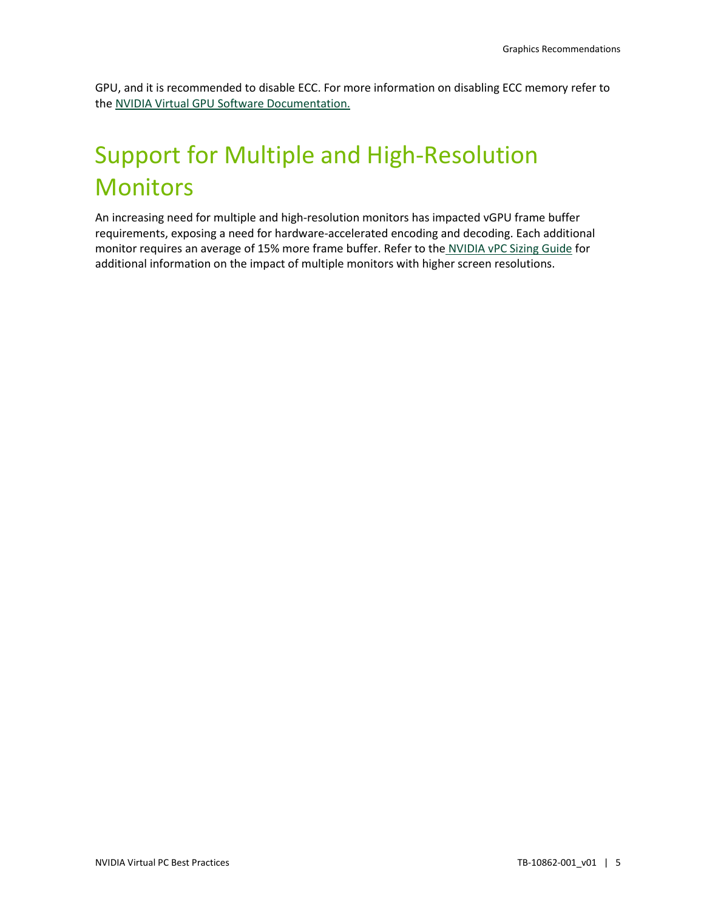GPU, and it is recommended to disable ECC. For more information on disabling ECC memory refer to the NVIDIA Virtual GPU Software Documentation.

# Support for Multiple and High-Resolution Monitors

An increasing need for multiple and high-resolution monitors has impacted vGPU frame buffer requirements, exposing a need for hardware-accelerated encoding and decoding. Each additional monitor requires an average of 15% more frame buffer. Refer to the NVIDIA vPC Sizing Guide for additional information on the impact of multiple monitors with higher screen resolutions.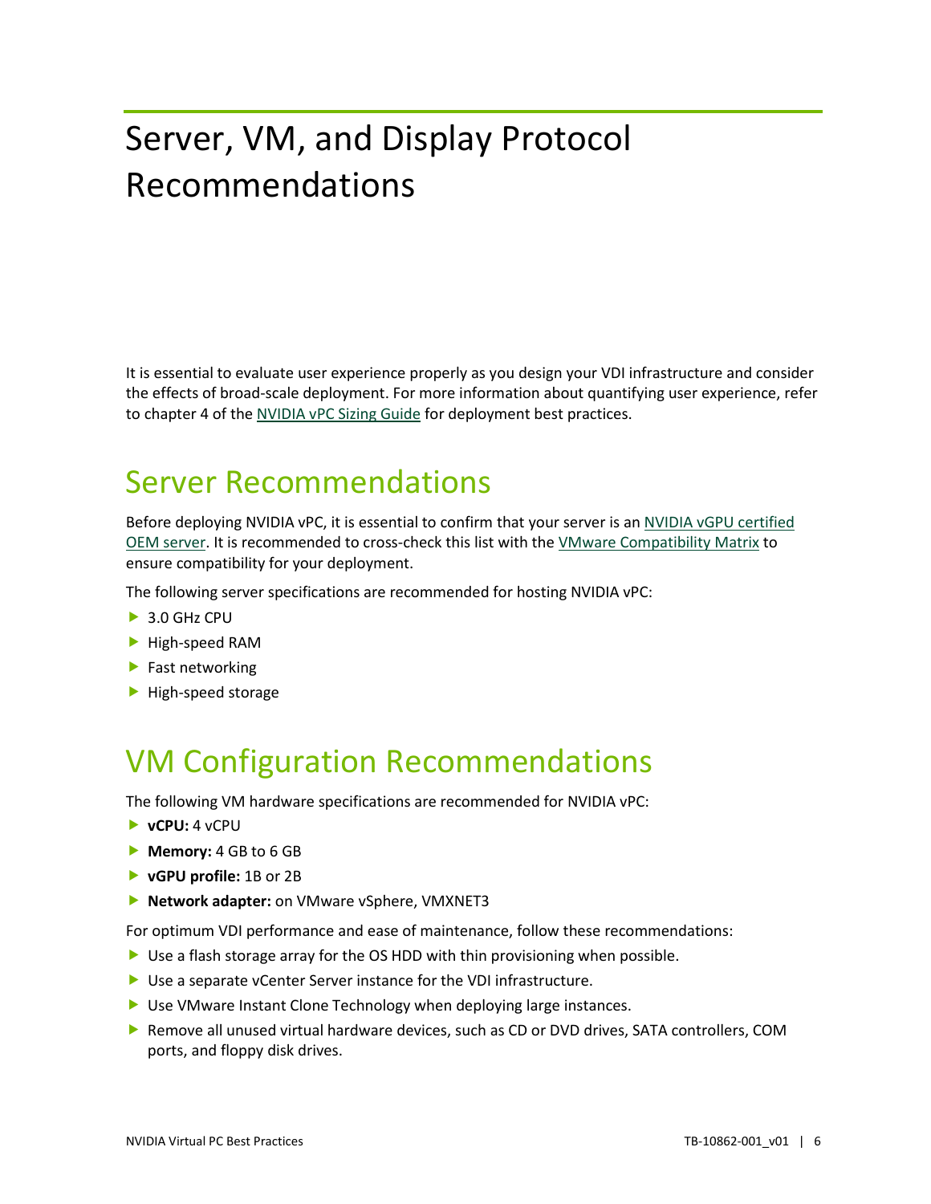# Server, VM, and Display Protocol Recommendations

It is essential to evaluate user experience properly as you design your VDI infrastructure and consider the effects of broad-scale deployment. For more information about quantifying user experience, refer to chapter 4 of the NVIDIA vPC Sizing Guide for deployment best practices.

## Server Recommendations

Before deploying NVIDIA vPC, it is essential to confirm that your server is an NVIDIA vGPU certified OEM server. It is recommended to cross-check this list with the VMware Compatibility Matrix to ensure compatibility for your deployment.

The following server specifications are recommended for hosting NVIDIA vPC:

- 3.0 GHz CPU
- High-speed RAM
- Fast networking
- High-speed storage

## VM Configuration Recommendations

The following VM hardware specifications are recommended for NVIDIA vPC:

- **vCPU:** 4 vCPU
- **Memory:** 4 GB to 6 GB
- **vGPU profile:** 1B or 2B
- **Network adapter:** on VMware vSphere, VMXNET3

For optimum VDI performance and ease of maintenance, follow these recommendations:

- Use a flash storage array for the OS HDD with thin provisioning when possible.
- Use a separate vCenter Server instance for the VDI infrastructure.
- Use VMware Instant Clone Technology when deploying large instances.
- Remove all unused virtual hardware devices, such as CD or DVD drives, SATA controllers, COM ports, and floppy disk drives.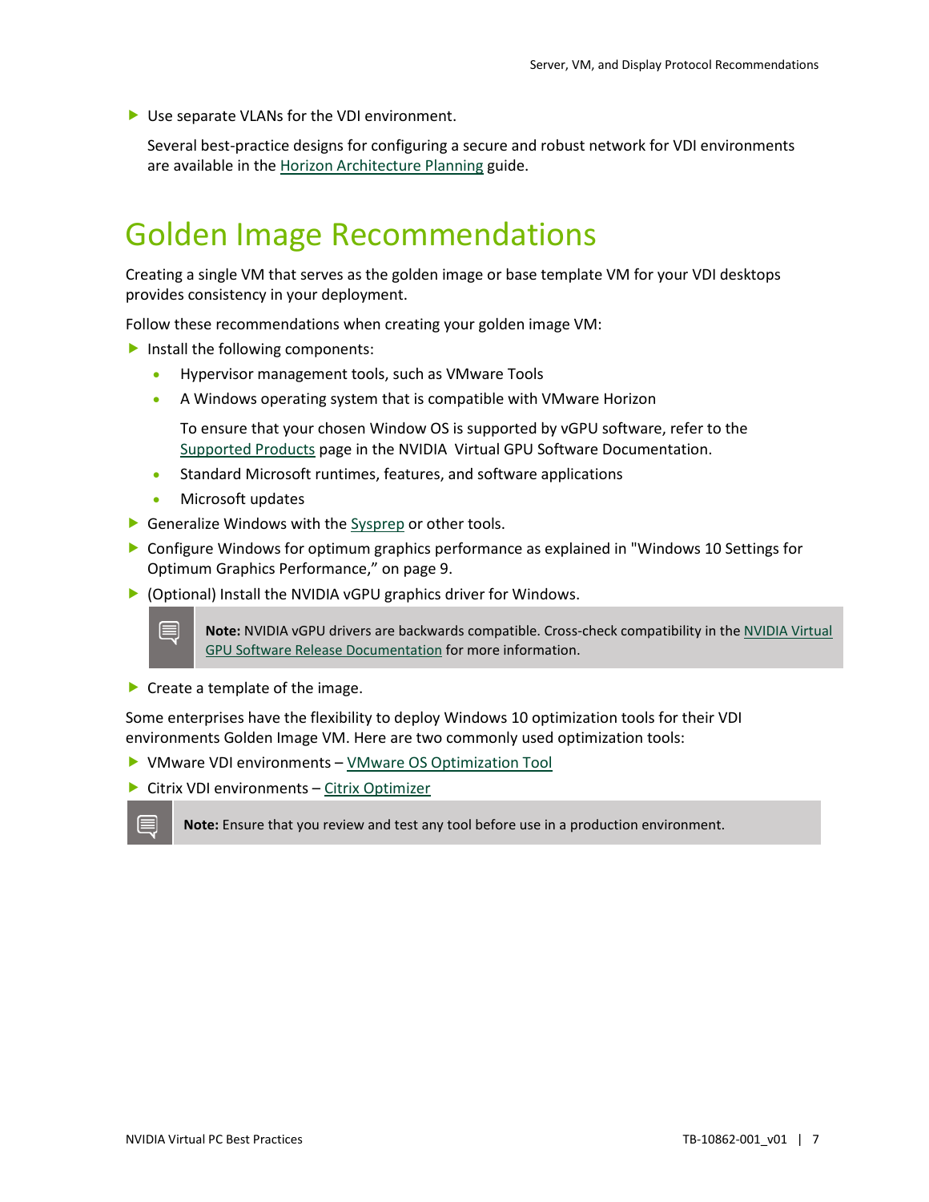- Use separate VLANs for the VDI environment.

  Several best-practice designs for configuring a secure and robust network for VDI environments are available in the [Horizon Architecture Planning](Horizon Architecture Planning) guide.

# Golden Image Recommendations

Creating a single VM that serves as the golden image or base template VM for your VDI desktops provides consistency in your deployment.

Follow these recommendations when creating your golden image VM:

- Install the following components:
  - Hypervisor management tools, such as VMware Tools
  - A Windows operating system that is compatible with VMware Horizon

    To ensure that your chosen Window OS is supported by vGPU software, refer to the Supported Products page in the NVIDIA Virtual GPU Software Documentation.
  - Standard Microsoft runtimes, features, and software applications
  - Microsoft updates
- Generalize Windows with the Sysprep or other tools.
- Configure Windows for optimum graphics performance as explained in "Windows 10 Settings for Optimum Graphics Performance," on page 9.
- (Optional) Install the NVIDIA vGPU graphics driver for Windows.

> **Note:** NVIDIA vGPU drivers are backwards compatible. Cross-check compatibility in the NVIDIA Virtual GPU Software Release Documentation for more information.

- Create a template of the image.

Some enterprises have the flexibility to deploy Windows 10 optimization tools for their VDI environments Golden Image VM. Here are two commonly used optimization tools:

- VMware VDI environments – VMware OS Optimization Tool
- Citrix VDI environments – Citrix Optimizer

> **Note:** Ensure that you review and test any tool before use in a production environment.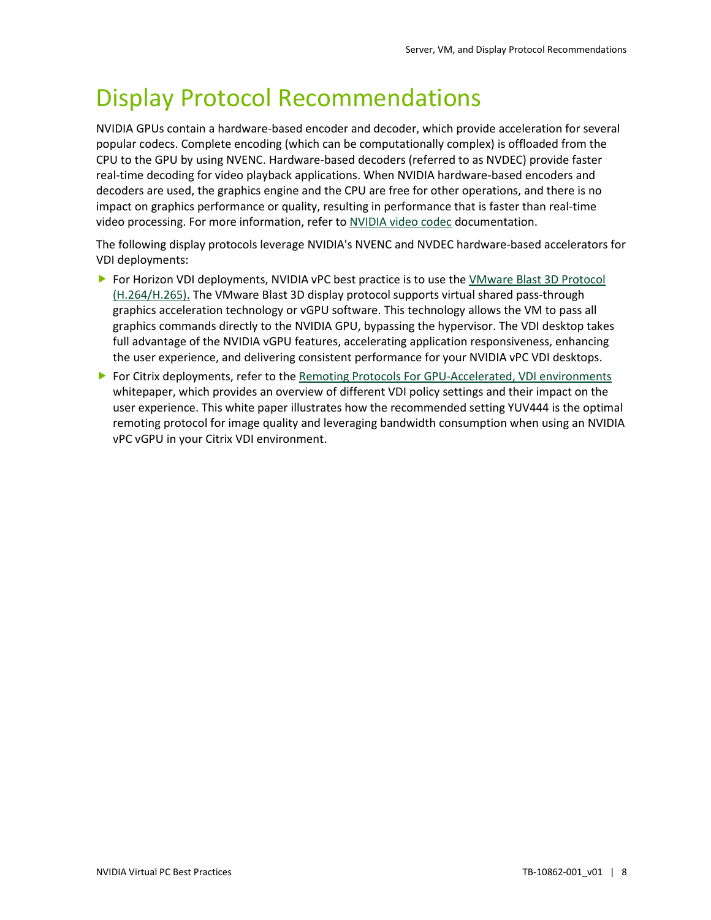# Display Protocol Recommendations

NVIDIA GPUs contain a hardware-based encoder and decoder, which provide acceleration for several popular codecs. Complete encoding (which can be computationally complex) is offloaded from the CPU to the GPU by using NVENC. Hardware-based decoders (referred to as NVDEC) provide faster real-time decoding for video playback applications. When NVIDIA hardware-based encoders and decoders are used, the graphics engine and the CPU are free for other operations, and there is no impact on graphics performance or quality, resulting in performance that is faster than real-time video processing. For more information, refer to NVIDIA video codec documentation.

The following display protocols leverage NVIDIA's NVENC and NVDEC hardware-based accelerators for VDI deployments:

- For Horizon VDI deployments, NVIDIA vPC best practice is to use the VMware Blast 3D Protocol (H.264/H.265). The VMware Blast 3D display protocol supports virtual shared pass-through graphics acceleration technology or vGPU software. This technology allows the VM to pass all graphics commands directly to the NVIDIA GPU, bypassing the hypervisor. The VDI desktop takes full advantage of the NVIDIA vGPU features, accelerating application responsiveness, enhancing the user experience, and delivering consistent performance for your NVIDIA vPC VDI desktops.
- For Citrix deployments, refer to the Remoting Protocols For GPU-Accelerated, VDI environments whitepaper, which provides an overview of different VDI policy settings and their impact on the user experience. This white paper illustrates how the recommended setting YUV444 is the optimal remoting protocol for image quality and leveraging bandwidth consumption when using an NVIDIA vPC vGPU in your Citrix VDI environment.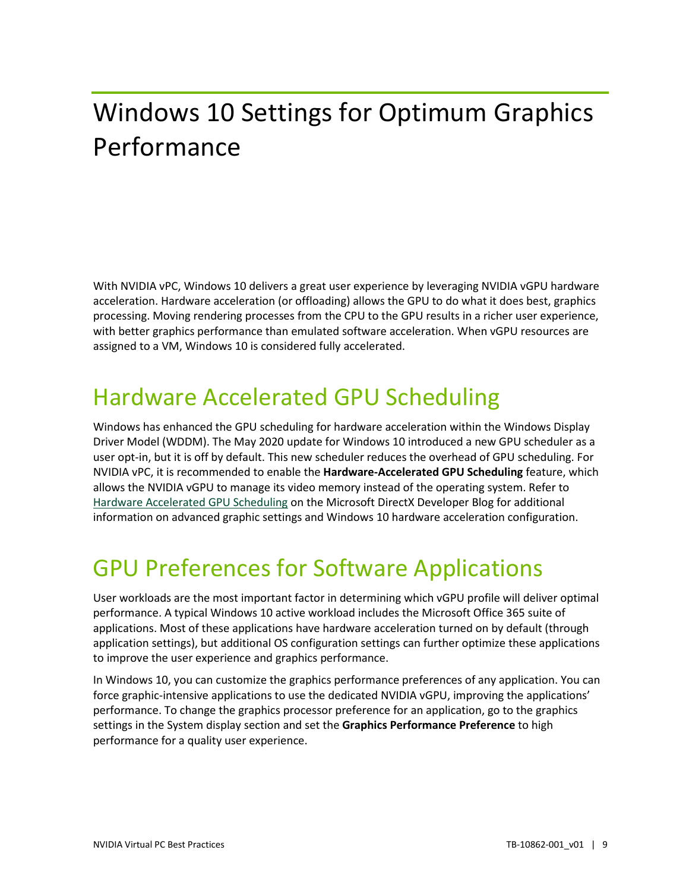# Windows 10 Settings for Optimum Graphics Performance

With NVIDIA vPC, Windows 10 delivers a great user experience by leveraging NVIDIA vGPU hardware acceleration. Hardware acceleration (or offloading) allows the GPU to do what it does best, graphics processing. Moving rendering processes from the CPU to the GPU results in a richer user experience, with better graphics performance than emulated software acceleration. When vGPU resources are assigned to a VM, Windows 10 is considered fully accelerated.

## Hardware Accelerated GPU Scheduling

Windows has enhanced the GPU scheduling for hardware acceleration within the Windows Display Driver Model (WDDM). The May 2020 update for Windows 10 introduced a new GPU scheduler as a user opt-in, but it is off by default. This new scheduler reduces the overhead of GPU scheduling. For NVIDIA vPC, it is recommended to enable the **Hardware-Accelerated GPU Scheduling** feature, which allows the NVIDIA vGPU to manage its video memory instead of the operating system. Refer to Hardware Accelerated GPU Scheduling on the Microsoft DirectX Developer Blog for additional information on advanced graphic settings and Windows 10 hardware acceleration configuration.

## GPU Preferences for Software Applications

User workloads are the most important factor in determining which vGPU profile will deliver optimal performance. A typical Windows 10 active workload includes the Microsoft Office 365 suite of applications. Most of these applications have hardware acceleration turned on by default (through application settings), but additional OS configuration settings can further optimize these applications to improve the user experience and graphics performance.

In Windows 10, you can customize the graphics performance preferences of any application. You can force graphic-intensive applications to use the dedicated NVIDIA vGPU, improving the applications' performance. To change the graphics processor preference for an application, go to the graphics settings in the System display section and set the **Graphics Performance Preference** to high performance for a quality user experience.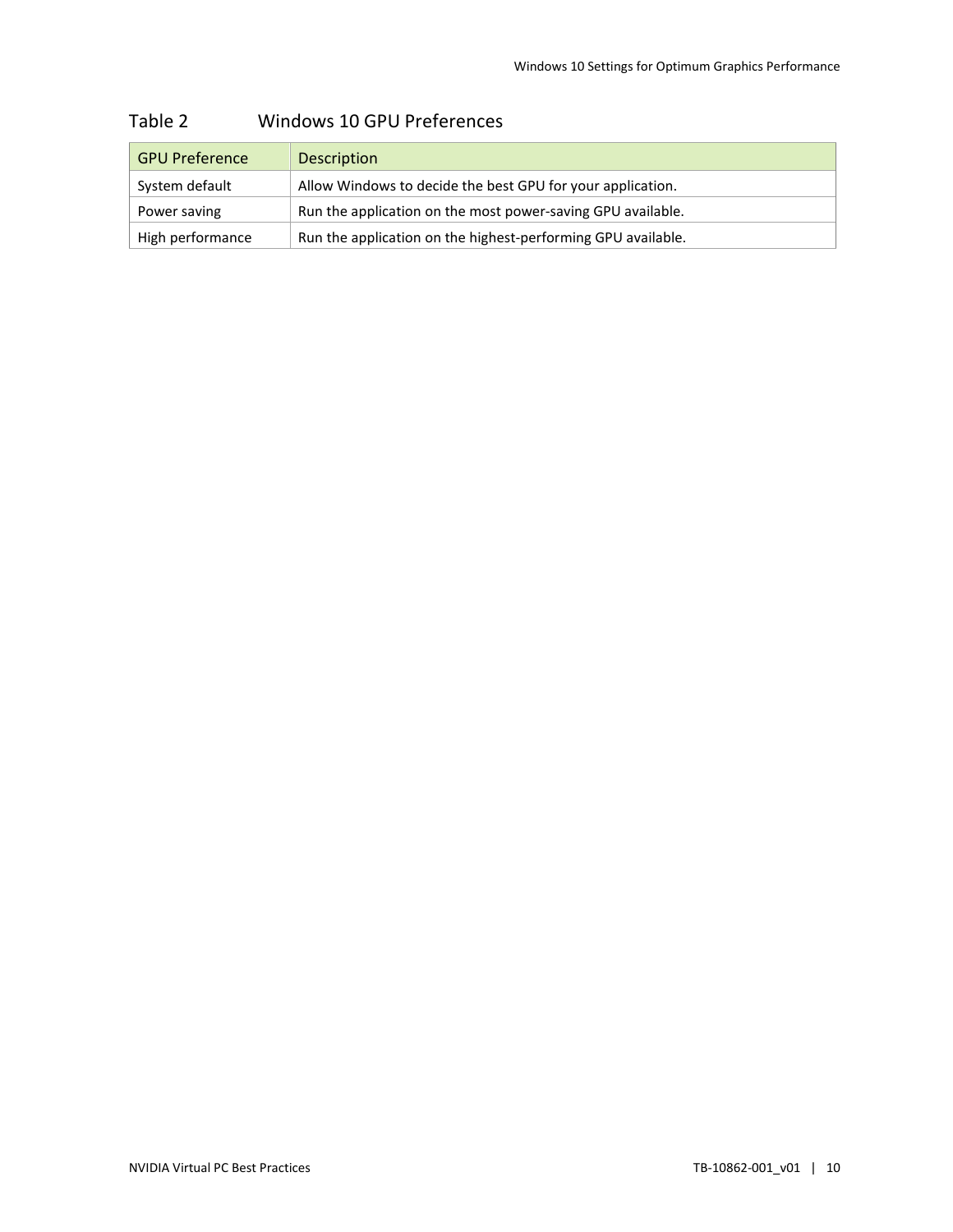Table 2 Windows 10 GPU Preferences

| GPU Preference | Description |
| --- | --- |
| System default | Allow Windows to decide the best GPU for your application. |
| Power saving | Run the application on the most power-saving GPU available. |
| High performance | Run the application on the highest-performing GPU available. |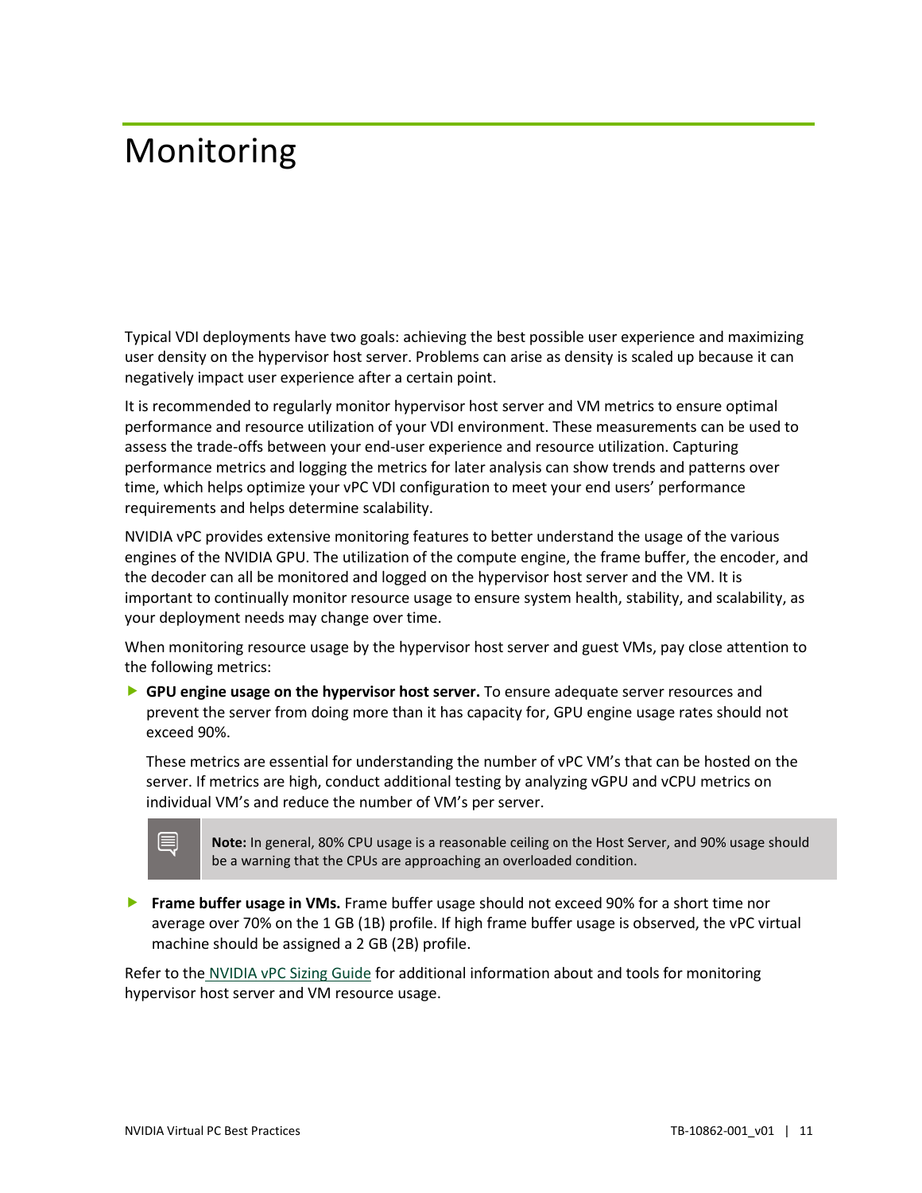# Monitoring

Typical VDI deployments have two goals: achieving the best possible user experience and maximizing user density on the hypervisor host server. Problems can arise as density is scaled up because it can negatively impact user experience after a certain point.

It is recommended to regularly monitor hypervisor host server and VM metrics to ensure optimal performance and resource utilization of your VDI environment. These measurements can be used to assess the trade-offs between your end-user experience and resource utilization. Capturing performance metrics and logging the metrics for later analysis can show trends and patterns over time, which helps optimize your vPC VDI configuration to meet your end users' performance requirements and helps determine scalability.

NVIDIA vPC provides extensive monitoring features to better understand the usage of the various engines of the NVIDIA GPU. The utilization of the compute engine, the frame buffer, the encoder, and the decoder can all be monitored and logged on the hypervisor host server and the VM. It is important to continually monitor resource usage to ensure system health, stability, and scalability, as your deployment needs may change over time.

When monitoring resource usage by the hypervisor host server and guest VMs, pay close attention to the following metrics:

- **GPU engine usage on the hypervisor host server.** To ensure adequate server resources and prevent the server from doing more than it has capacity for, GPU engine usage rates should not exceed 90%.

  These metrics are essential for understanding the number of vPC VM's that can be hosted on the server. If metrics are high, conduct additional testing by analyzing vGPU and vCPU metrics on individual VM's and reduce the number of VM's per server.

  > **Note:** In general, 80% CPU usage is a reasonable ceiling on the Host Server, and 90% usage should be a warning that the CPUs are approaching an overloaded condition.

- **Frame buffer usage in VMs.** Frame buffer usage should not exceed 90% for a short time nor average over 70% on the 1 GB (1B) profile. If high frame buffer usage is observed, the vPC virtual machine should be assigned a 2 GB (2B) profile.

Refer to the NVIDIA vPC Sizing Guide for additional information about and tools for monitoring hypervisor host server and VM resource usage.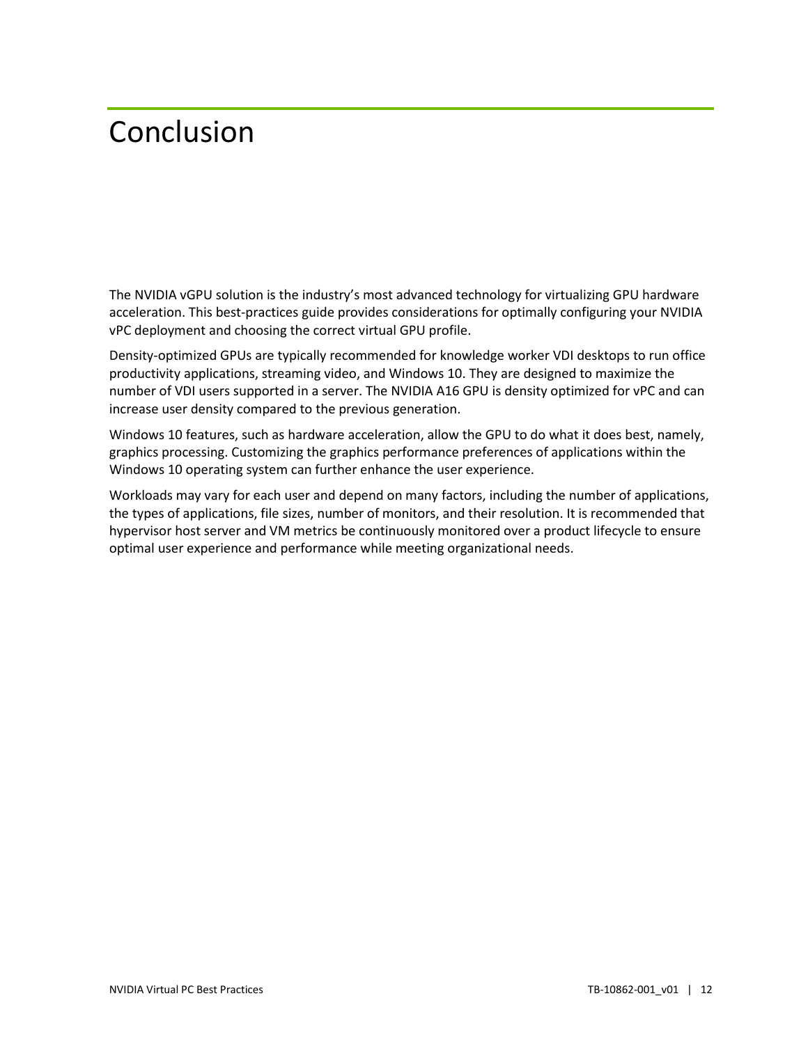# Conclusion

The NVIDIA vGPU solution is the industry's most advanced technology for virtualizing GPU hardware acceleration. This best-practices guide provides considerations for optimally configuring your NVIDIA vPC deployment and choosing the correct virtual GPU profile.

Density-optimized GPUs are typically recommended for knowledge worker VDI desktops to run office productivity applications, streaming video, and Windows 10. They are designed to maximize the number of VDI users supported in a server. The NVIDIA A16 GPU is density optimized for vPC and can increase user density compared to the previous generation.

Windows 10 features, such as hardware acceleration, allow the GPU to do what it does best, namely, graphics processing. Customizing the graphics performance preferences of applications within the Windows 10 operating system can further enhance the user experience.

Workloads may vary for each user and depend on many factors, including the number of applications, the types of applications, file sizes, number of monitors, and their resolution. It is recommended that hypervisor host server and VM metrics be continuously monitored over a product lifecycle to ensure optimal user experience and performance while meeting organizational needs.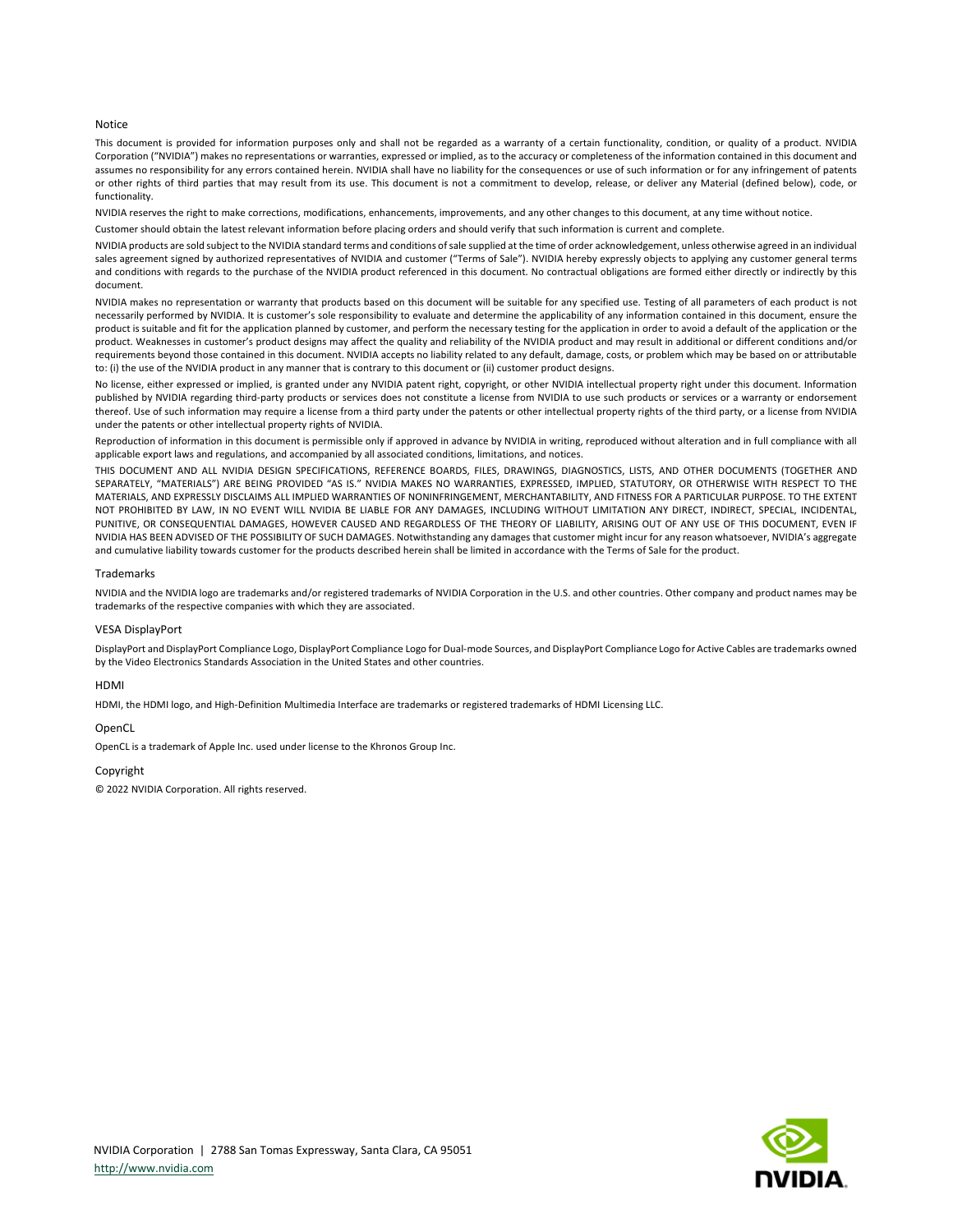### Notice

This document is provided for information purposes only and shall not be regarded as a warranty of a certain functionality, condition, or quality of a product. NVIDIA Corporation ("NVIDIA") makes no representations or warranties, expressed or implied, as to the accuracy or completeness of the information contained in this document and assumes no responsibility for any errors contained herein. NVIDIA shall have no liability for the consequences or use of such information or for any infringement of patents or other rights of third parties that may result from its use. This document is not a commitment to develop, release, or deliver any Material (defined below), code, or functionality.

NVIDIA reserves the right to make corrections, modifications, enhancements, improvements, and any other changes to this document, at any time without notice.

Customer should obtain the latest relevant information before placing orders and should verify that such information is current and complete.

NVIDIA products are sold subject to the NVIDIA standard terms and conditions of sale supplied at the time of order acknowledgement, unless otherwise agreed in an individual sales agreement signed by authorized representatives of NVIDIA and customer ("Terms of Sale"). NVIDIA hereby expressly objects to applying any customer general terms and conditions with regards to the purchase of the NVIDIA product referenced in this document. No contractual obligations are formed either directly or indirectly by this document.

NVIDIA makes no representation or warranty that products based on this document will be suitable for any specified use. Testing of all parameters of each product is not necessarily performed by NVIDIA. It is customer's sole responsibility to evaluate and determine the applicability of any information contained in this document, ensure the product is suitable and fit for the application planned by customer, and perform the necessary testing for the application in order to avoid a default of the application or the product. Weaknesses in customer's product designs may affect the quality and reliability of the NVIDIA product and may result in additional or different conditions and/or requirements beyond those contained in this document. NVIDIA accepts no liability related to any default, damage, costs, or problem which may be based on or attributable to: (i) the use of the NVIDIA product in any manner that is contrary to this document or (ii) customer product designs.

No license, either expressed or implied, is granted under any NVIDIA patent right, copyright, or other NVIDIA intellectual property right under this document. Information published by NVIDIA regarding third-party products or services does not constitute a license from NVIDIA to use such products or services or a warranty or endorsement thereof. Use of such information may require a license from a third party under the patents or other intellectual property rights of the third party, or a license from NVIDIA under the patents or other intellectual property rights of NVIDIA.

Reproduction of information in this document is permissible only if approved in advance by NVIDIA in writing, reproduced without alteration and in full compliance with all applicable export laws and regulations, and accompanied by all associated conditions, limitations, and notices.

THIS DOCUMENT AND ALL NVIDIA DESIGN SPECIFICATIONS, REFERENCE BOARDS, FILES, DRAWINGS, DIAGNOSTICS, LISTS, AND OTHER DOCUMENTS (TOGETHER AND SEPARATELY, "MATERIALS") ARE BEING PROVIDED "AS IS." NVIDIA MAKES NO WARRANTIES, EXPRESSED, IMPLIED, STATUTORY, OR OTHERWISE WITH RESPECT TO THE MATERIALS, AND EXPRESSLY DISCLAIMS ALL IMPLIED WARRANTIES OF NONINFRINGEMENT, MERCHANTABILITY, AND FITNESS FOR A PARTICULAR PURPOSE. TO THE EXTENT NOT PROHIBITED BY LAW, IN NO EVENT WILL NVIDIA BE LIABLE FOR ANY DAMAGES, INCLUDING WITHOUT LIMITATION ANY DIRECT, INDIRECT, SPECIAL, INCIDENTAL, PUNITIVE, OR CONSEQUENTIAL DAMAGES, HOWEVER CAUSED AND REGARDLESS OF THE THEORY OF LIABILITY, ARISING OUT OF ANY USE OF THIS DOCUMENT, EVEN IF NVIDIA HAS BEEN ADVISED OF THE POSSIBILITY OF SUCH DAMAGES. Notwithstanding any damages that customer might incur for any reason whatsoever, NVIDIA's aggregate and cumulative liability towards customer for the products described herein shall be limited in accordance with the Terms of Sale for the product.

### Trademarks

NVIDIA and the NVIDIA logo are trademarks and/or registered trademarks of NVIDIA Corporation in the U.S. and other countries. Other company and product names may be trademarks of the respective companies with which they are associated.

### VESA DisplayPort

DisplayPort and DisplayPort Compliance Logo, DisplayPort Compliance Logo for Dual-mode Sources, and DisplayPort Compliance Logo for Active Cables are trademarks owned by the Video Electronics Standards Association in the United States and other countries.

### HDMI

HDMI, the HDMI logo, and High-Definition Multimedia Interface are trademarks or registered trademarks of HDMI Licensing LLC.

### OpenCL

OpenCL is a trademark of Apple Inc. used under license to the Khronos Group Inc.

### Copyright

© 2022 NVIDIA Corporation. All rights reserved.

NVIDIA Corporation | 2788 San Tomas Expressway, Santa Clara, CA 95051
http://www.nvidia.com